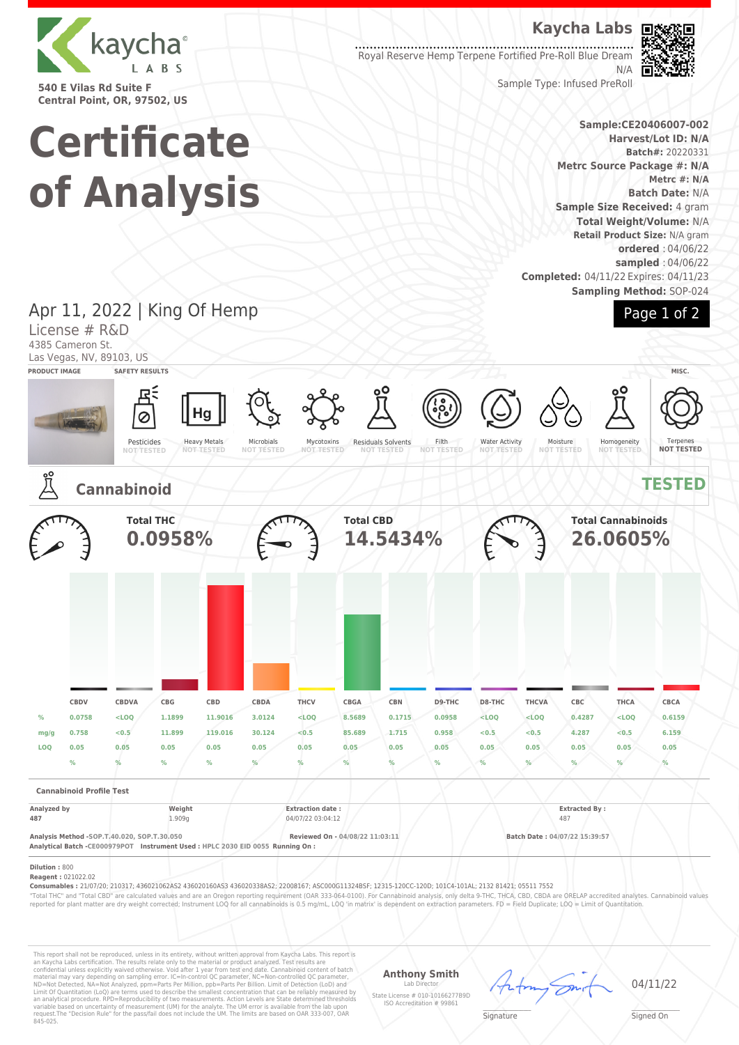**kaycha LABS**

540 E Vilas Rd Suite F
Central Point, OR, 97502, US

**Kaycha Labs**

Royal Reserve Hemp Terpene Fortified Pre-Roll Blue Dream
N/A

Sample Type: Infused PreRoll

# Certificate of Analysis

**Sample:CE20406007-002**
**Harvest/Lot ID: N/A**
**Batch#:** 20220331
**Metrc Source Package #: N/A**
**Metrc #: N/A**
**Batch Date:** N/A
**Sample Size Received:** 4 gram
**Total Weight/Volume:** N/A
**Retail Product Size:** N/A gram
**ordered** : 04/06/22
**sampled** : 04/06/22
**Completed:** 04/11/22 Expires: 04/11/23
**Sampling Method:** SOP-024

## Apr 11, 2022 | King Of Hemp

License # R&D
4385 Cameron St.
Las Vegas, NV, 89103, US

**PRODUCT IMAGE** | **SAFETY RESULTS** | **MISC.**

| Pesticides | Heavy Metals | Microbials | Mycotoxins | Residuals Solvents | Filth | Water Activity | Moisture | Homogeneity | Terpenes |
|---|---|---|---|---|---|---|---|---|---|
| NOT TESTED | NOT TESTED | NOT TESTED | NOT TESTED | NOT TESTED | NOT TESTED | NOT TESTED | NOT TESTED | NOT TESTED | NOT TESTED |

## Cannabinoid — TESTED

**Total THC** 0.0958%

**Total CBD** 14.5434%

**Total Cannabinoids** 26.0605%

| | CBDV | CBDVA | CBG | CBD | CBDA | THCV | CBGA | CBN | D9-THC | D8-THC | THCVA | CBC | THCA | CBCA |
|---|---|---|---|---|---|---|---|---|---|---|---|---|---|---|
| % | 0.0758 | <LOQ | 1.1899 | 11.9016 | 3.0124 | <LOQ | 8.5689 | 0.1715 | 0.0958 | <LOQ | <LOQ | 0.4287 | <LOQ | 0.6159 |
| mg/g | 0.758 | <0.5 | 11.899 | 119.016 | 30.124 | <0.5 | 85.689 | 1.715 | 0.958 | <0.5 | <0.5 | 4.287 | <0.5 | 6.159 |
| LOQ | 0.05 | 0.05 | 0.05 | 0.05 | 0.05 | 0.05 | 0.05 | 0.05 | 0.05 | 0.05 | 0.05 | 0.05 | 0.05 | 0.05 |
| | % | % | % | % | % | % | % | % | % | % | % | % | % | % |

**Cannabinoid Profile Test**

| Analyzed by | Weight | Extraction date : | Extracted By : |
|---|---|---|---|
| 487 | 1.909g | 04/07/22 03:04:12 | 487 |

**Analysis Method** -SOP.T.40.020, SOP.T.30.050 **Reviewed On** - 04/08/22 11:03:11 **Batch Date :** 04/07/22 15:39:57
**Analytical Batch** -CE000979POT **Instrument Used :** HPLC 2030 EID 0055 **Running On :**

**Dilution :** 800
**Reagent :** 021022.02
**Consumables :** 21/07/20; 210317; 436021062AS2 436020160AS3 436020338AS2; 22008167; ASC000G11324BSF; 12315-120CC-120D; 101C4-101AL; 2132 81421; 05511 7552

"Total THC" and "Total CBD" are calculated values and are an Oregon reporting requirement (OAR 333-064-0100). For Cannabinoid analysis, only delta 9-THC, THCA, CBD, CBDA are ORELAP accredited analytes. Cannabinoid values reported for plant matter are dry weight corrected; Instrument LOQ for all cannabinoids is 0.5 mg/mL, LOQ 'in matrix' is dependent on extraction parameters. FD = Field Duplicate; LOQ = Limit of Quantitation.

This report shall not be reproduced, unless in its entirety, without written approval from Kaycha Labs. This report is an Kaycha Labs certification. The results relate only to the material or product analyzed. Test results are confidential unless explicitly waived otherwise. Void after 1 year from test end date. Cannabinoid content of batch material may vary depending on sampling error. IC=In-control QC parameter, NC=Non-controlled QC parameter, ND=Not Detected, NA=Not Analyzed, ppm=Parts Per Million, ppb=Parts Per Billion. Limit of Detection (LoD) and Limit Of Quantitation (LoQ) are terms used to describe the smallest concentration that can be reliably measured by an analytical procedure. RPD=Reproducibility of two measurements. Action Levels are State determined thresholds variable based on uncertainty of measurement (UM) for the analyte. The UM error is available from the lab upon request.The "Decision Rule" for the pass/fail does not include the UM. The limits are based on OAR 333-007, OAR 845-025.

**Anthony Smith**
Lab Director
State License # 010-10166277B9D
ISO Accreditation # 99861

Signature

04/11/22
Signed On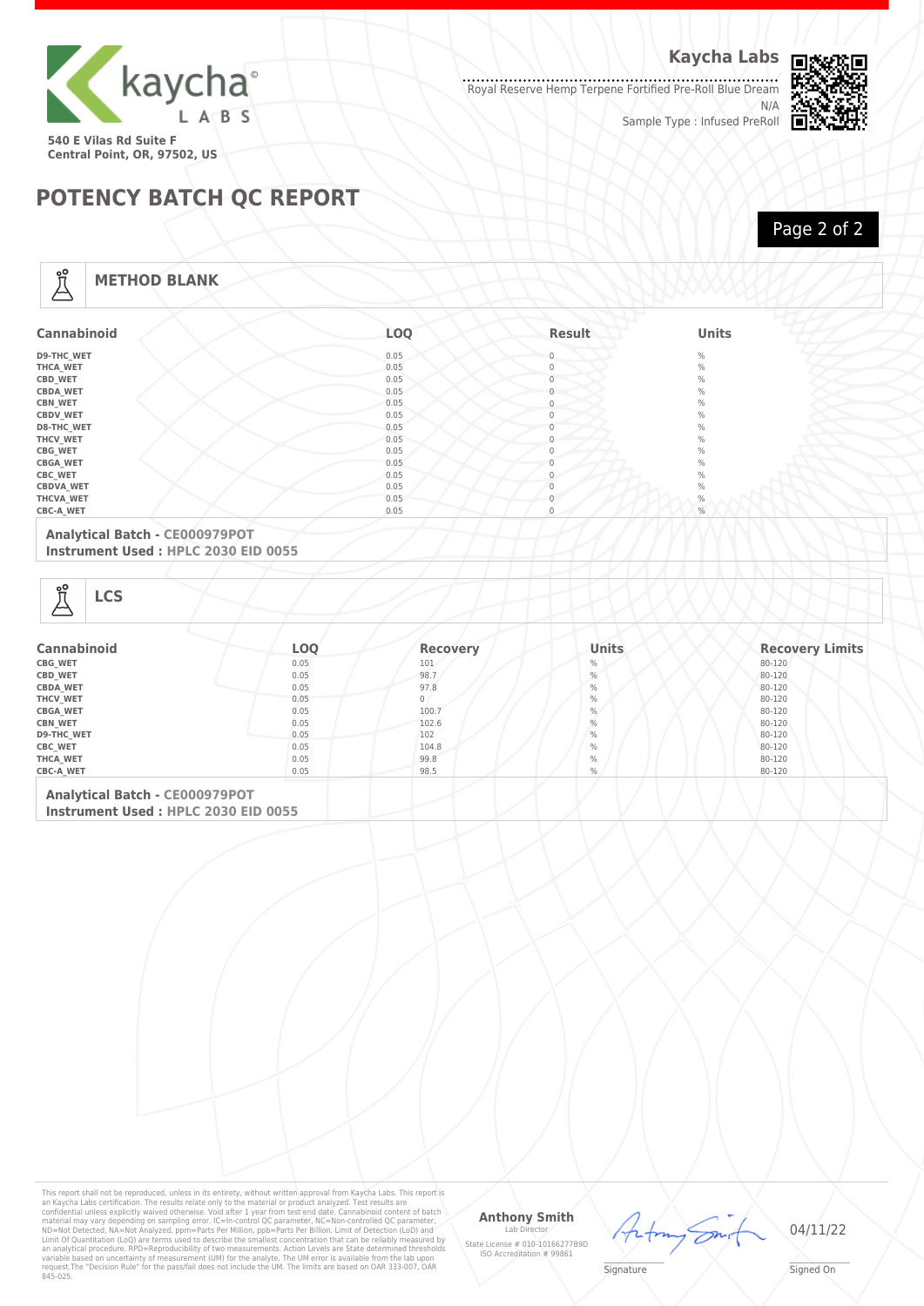**Kaycha Labs**

Royal Reserve Hemp Terpene Fortified Pre-Roll Blue Dream
N/A
Sample Type : Infused PreRoll

540 E Vilas Rd Suite F
Central Point, OR, 97502, US

# POTENCY BATCH QC REPORT

## METHOD BLANK

| Cannabinoid | LOQ | Result | Units |
|---|---|---|---|
| D9-THC_WET | 0.05 | 0 | % |
| THCA_WET | 0.05 | 0 | % |
| CBD_WET | 0.05 | 0 | % |
| CBDA_WET | 0.05 | 0 | % |
| CBN_WET | 0.05 | 0 | % |
| CBDV_WET | 0.05 | 0 | % |
| D8-THC_WET | 0.05 | 0 | % |
| THCV_WET | 0.05 | 0 | % |
| CBG_WET | 0.05 | 0 | % |
| CBGA_WET | 0.05 | 0 | % |
| CBC_WET | 0.05 | 0 | % |
| CBDVA_WET | 0.05 | 0 | % |
| THCVA_WET | 0.05 | 0 | % |
| CBC-A_WET | 0.05 | 0 | % |

**Analytical Batch -** CE000979POT
**Instrument Used :** HPLC 2030 EID 0055

## LCS

| Cannabinoid | LOQ | Recovery | Units | Recovery Limits |
|---|---|---|---|---|
| CBG_WET | 0.05 | 101 | % | 80-120 |
| CBD_WET | 0.05 | 98.7 | % | 80-120 |
| CBDA_WET | 0.05 | 97.8 | % | 80-120 |
| THCV_WET | 0.05 | 0 | % | 80-120 |
| CBGA_WET | 0.05 | 100.7 | % | 80-120 |
| CBN_WET | 0.05 | 102.6 | % | 80-120 |
| D9-THC_WET | 0.05 | 102 | % | 80-120 |
| CBC_WET | 0.05 | 104.8 | % | 80-120 |
| THCA_WET | 0.05 | 99.8 | % | 80-120 |
| CBC-A_WET | 0.05 | 98.5 | % | 80-120 |

**Analytical Batch -** CE000979POT
**Instrument Used :** HPLC 2030 EID 0055

This report shall not be reproduced, unless in its entirety, without written approval from Kaycha Labs. This report is an Kaycha Labs certification. The results relate only to the material or product analyzed. Test results are confidential unless explicitly waived otherwise. Void after 1 year from test end date. Cannabinoid content of batch material may vary depending on sampling error. IC=In-control QC parameter, NC=Non-controlled QC parameter, ND=Not Detected, NA=Not Analyzed, ppm=Parts Per Million, ppb=Parts Per Billion. Limit of Detection (LoD) and Limit Of Quantitation (LoQ) are terms used to describe the smallest concentration that can be reliably measured by an analytical procedure. RPD=Reproducibility of two measurements. Action Levels are State determined thresholds variable based on uncertainty of measurement (UM) for the analyte. The UM error is available from the lab upon request.The "Decision Rule" for the pass/fail does not include the UM. The limits are based on OAR 333-007, OAR 845-025.

**Anthony Smith**
Lab Director
State License # 010-10166277B9D
ISO Accreditation # 99861

Signature

04/11/22
Signed On